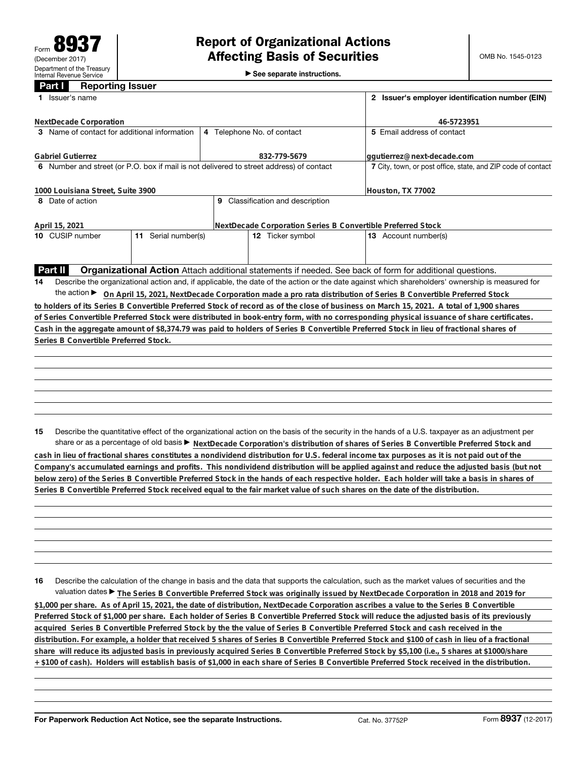Form **8937**
(December 2017)
Department of the Treasury
Internal Revenue Service

# Report of Organizational Actions Affecting Basis of Securities

► See separate instructions.

OMB No. 1545-0123

## Part I Reporting Issuer

| 1 Issuer's name | | | 2 Issuer's employer identification number (EIN) |
|---|---|---|---|
| NextDecade Corporation | | | 46-5723951 |
| 3 Name of contact for additional information | 4 Telephone No. of contact | | 5 Email address of contact |
| Gabriel Gutierrez | 832-779-5679 | | ggutierrez@next-decade.com |
| 6 Number and street (or P.O. box if mail is not delivered to street address) of contact | | | 7 City, town, or post office, state, and ZIP code of contact |
| 1000 Louisiana Street, Suite 3900 | | | Houston, TX 77002 |
| 8 Date of action | 9 Classification and description | | |
| April 15, 2021 | NextDecade Corporation Series B Convertible Preferred Stock | | |
| 10 CUSIP number | 11 Serial number(s) | 12 Ticker symbol | 13 Account number(s) |
| | | | |

## Part II Organizational Action

Attach additional statements if needed. See back of form for additional questions.

**14** Describe the organizational action and, if applicable, the date of the action or the date against which shareholders' ownership is measured for the action ► **On April 15, 2021, NextDecade Corporation made a pro rata distribution of Series B Convertible Preferred Stock to holders of its Series B Convertible Preferred Stock of record as of the close of business on March 15, 2021. A total of 1,900 shares of Series Convertible Preferred Stock were distributed in book-entry form, with no corresponding physical issuance of share certificates. Cash in the aggregate amount of $8,374.79 was paid to holders of Series B Convertible Preferred Stock in lieu of fractional shares of Series B Convertible Preferred Stock.**

**15** Describe the quantitative effect of the organizational action on the basis of the security in the hands of a U.S. taxpayer as an adjustment per share or as a percentage of old basis ► **NextDecade Corporation's distribution of shares of Series B Convertible Preferred Stock and cash in lieu of fractional shares constitutes a nondividend distribution for U.S. federal income tax purposes as it is not paid out of the Company's accumulated earnings and profits. This nondividend distribution will be applied against and reduce the adjusted basis (but not below zero) of the Series B Convertible Preferred Stock in the hands of each respective holder. Each holder will take a basis in shares of Series B Convertible Preferred Stock received equal to the fair market value of such shares on the date of the distribution.**

**16** Describe the calculation of the change in basis and the data that supports the calculation, such as the market values of securities and the valuation dates ► **The Series B Convertible Preferred Stock was originally issued by NextDecade Corporation in 2018 and 2019 for $1,000 per share. As of April 15, 2021, the date of distribution, NextDecade Corporation ascribes a value to the Series B Convertible Preferred Stock of $1,000 per share. Each holder of Series B Convertible Preferred Stock will reduce the adjusted basis of its previously acquired Series B Convertible Preferred Stock by the the value of Series B Convertible Preferred Stock and cash received in the distribution. For example, a holder that received 5 shares of Series B Convertible Preferred Stock and $100 of cash in lieu of a fractional share will reduce its adjusted basis in previously acquired Series B Convertible Preferred Stock by $5,100 (i.e., 5 shares at $1000/share + $100 of cash). Holders will establish basis of $1,000 in each share of Series B Convertible Preferred Stock received in the distribution.**

For Paperwork Reduction Act Notice, see the separate Instructions. Cat. No. 37752P Form **8937** (12-2017)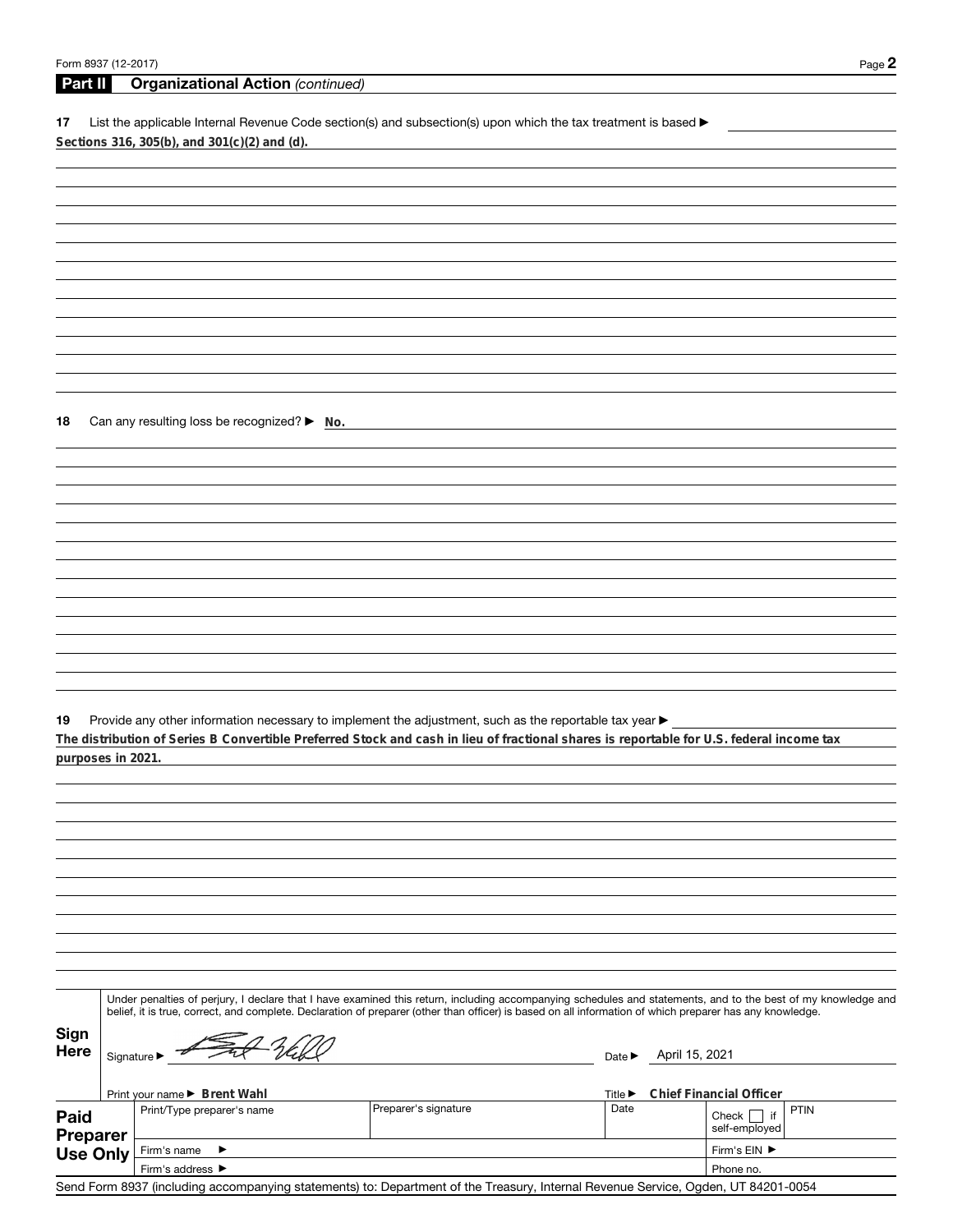## Part II Organizational Action *(continued)*

**17** List the applicable Internal Revenue Code section(s) and subsection(s) upon which the tax treatment is based ▶

**Sections 316, 305(b), and 301(c)(2) and (d).**

**18** Can any resulting loss be recognized? ▶ **No.**

**19** Provide any other information necessary to implement the adjustment, such as the reportable tax year ▶

**The distribution of Series B Convertible Preferred Stock and cash in lieu of fractional shares is reportable for U.S. federal income tax purposes in 2021.**

**Sign Here**

Under penalties of perjury, I declare that I have examined this return, including accompanying schedules and statements, and to the best of my knowledge and belief, it is true, correct, and complete. Declaration of preparer (other than officer) is based on all information of which preparer has any knowledge.

Signature ▶ [signature] Date ▶ April 15, 2021

Print your name ▶ **Brent Wahl** Title ▶ **Chief Financial Officer**

| **Paid Preparer Use Only** | | | | |
|---|---|---|---|---|
| Print/Type preparer's name | Preparer's signature | Date | Check ☐ if self-employed | PTIN |
| Firm's name ▶ | | | Firm's EIN ▶ | |
| Firm's address ▶ | | | Phone no. | |

Send Form 8937 (including accompanying statements) to: Department of the Treasury, Internal Revenue Service, Ogden, UT 84201-0054